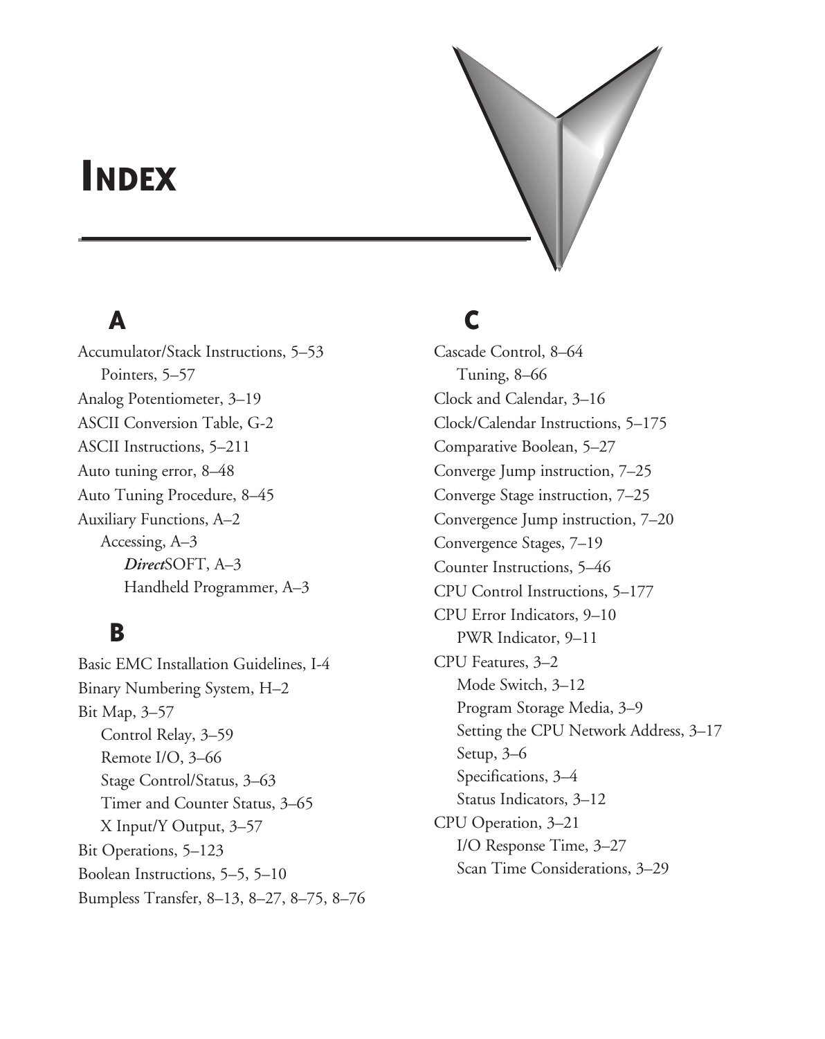# INDEX

## A

Accumulator/Stack Instructions, 5–53
  Pointers, 5–57
Analog Potentiometer, 3–19
ASCII Conversion Table, G-2
ASCII Instructions, 5–211
Auto tuning error, 8–48
Auto Tuning Procedure, 8–45
Auxiliary Functions, A–2
  Accessing, A–3
    ***Direct*** SOFT, A–3
    Handheld Programmer, A–3

## B

Basic EMC Installation Guidelines, I-4
Binary Numbering System, H–2
Bit Map, 3–57
  Control Relay, 3–59
  Remote I/O, 3–66
  Stage Control/Status, 3–63
  Timer and Counter Status, 3–65
  X Input/Y Output, 3–57
Bit Operations, 5–123
Boolean Instructions, 5–5, 5–10
Bumpless Transfer, 8–13, 8–27, 8–75, 8–76

## C

Cascade Control, 8–64
  Tuning, 8–66
Clock and Calendar, 3–16
Clock/Calendar Instructions, 5–175
Comparative Boolean, 5–27
Converge Jump instruction, 7–25
Converge Stage instruction, 7–25
Convergence Jump instruction, 7–20
Convergence Stages, 7–19
Counter Instructions, 5–46
CPU Control Instructions, 5–177
CPU Error Indicators, 9–10
  PWR Indicator, 9–11
CPU Features, 3–2
  Mode Switch, 3–12
  Program Storage Media, 3–9
  Setting the CPU Network Address, 3–17
  Setup, 3–6
  Specifications, 3–4
  Status Indicators, 3–12
CPU Operation, 3–21
  I/O Response Time, 3–27
  Scan Time Considerations, 3–29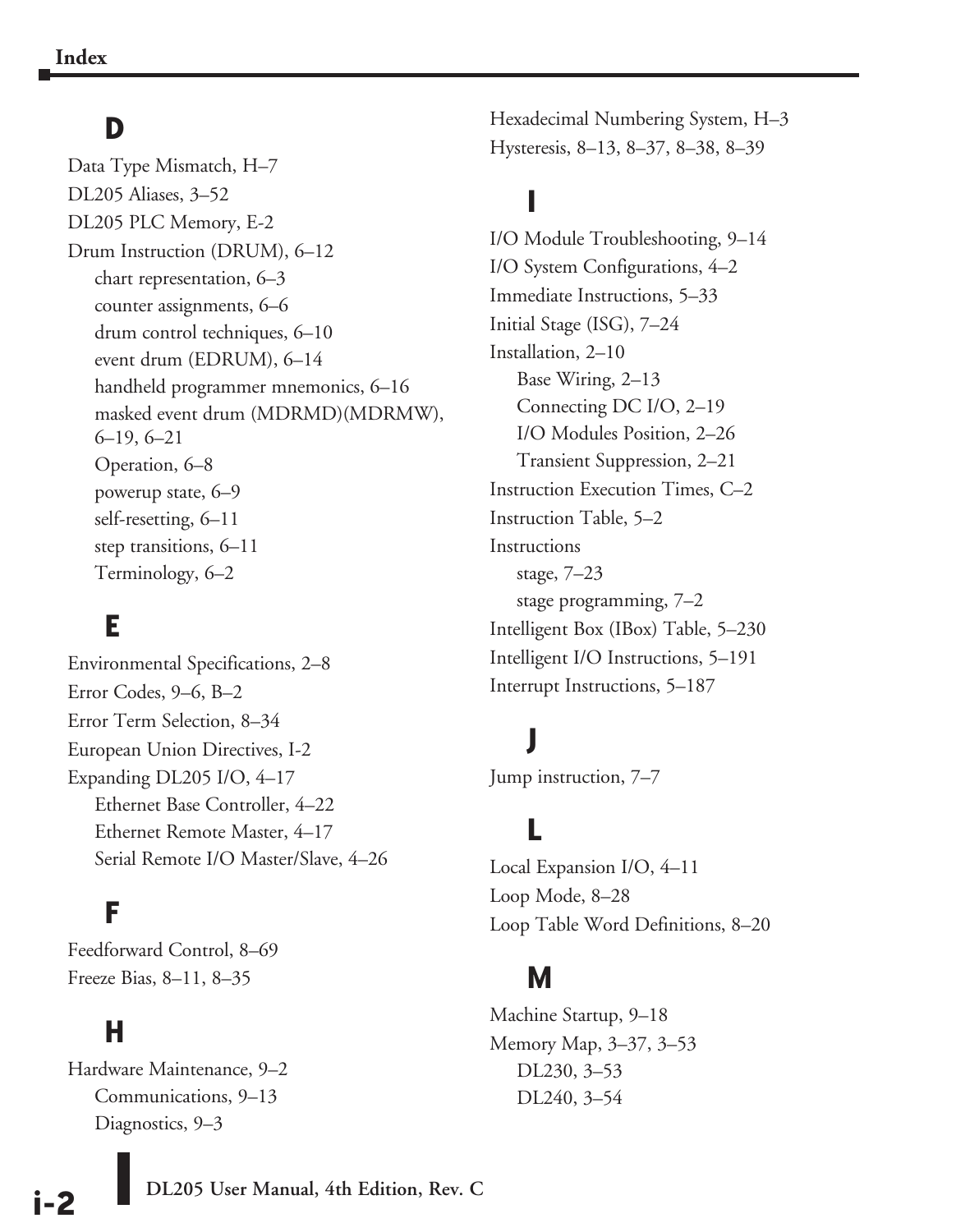## D

Data Type Mismatch, H–7

DL205 Aliases, 3–52

DL205 PLC Memory, E-2

Drum Instruction (DRUM), 6–12

- chart representation, 6–3
- counter assignments, 6–6
- drum control techniques, 6–10
- event drum (EDRUM), 6–14
- handheld programmer mnemonics, 6–16
- masked event drum (MDRMD)(MDRMW), 6–19, 6–21
- Operation, 6–8
- powerup state, 6–9
- self-resetting, 6–11
- step transitions, 6–11
- Terminology, 6–2

## E

Environmental Specifications, 2–8

Error Codes, 9–6, B–2

Error Term Selection, 8–34

European Union Directives, I-2

Expanding DL205 I/O, 4–17

- Ethernet Base Controller, 4–22
- Ethernet Remote Master, 4–17
- Serial Remote I/O Master/Slave, 4–26

## F

Feedforward Control, 8–69

Freeze Bias, 8–11, 8–35

## H

Hardware Maintenance, 9–2

- Communications, 9–13
- Diagnostics, 9–3

Hexadecimal Numbering System, H–3

Hysteresis, 8–13, 8–37, 8–38, 8–39

## I

I/O Module Troubleshooting, 9–14

I/O System Configurations, 4–2

Immediate Instructions, 5–33

Initial Stage (ISG), 7–24

Installation, 2–10

- Base Wiring, 2–13
- Connecting DC I/O, 2–19
- I/O Modules Position, 2–26
- Transient Suppression, 2–21

Instruction Execution Times, C–2

Instruction Table, 5–2

Instructions

- stage, 7–23
- stage programming, 7–2

Intelligent Box (IBox) Table, 5–230

Intelligent I/O Instructions, 5–191

Interrupt Instructions, 5–187

## J

Jump instruction, 7–7

## L

Local Expansion I/O, 4–11

Loop Mode, 8–28

Loop Table Word Definitions, 8–20

## M

Machine Startup, 9–18

Memory Map, 3–37, 3–53

- DL230, 3–53
- DL240, 3–54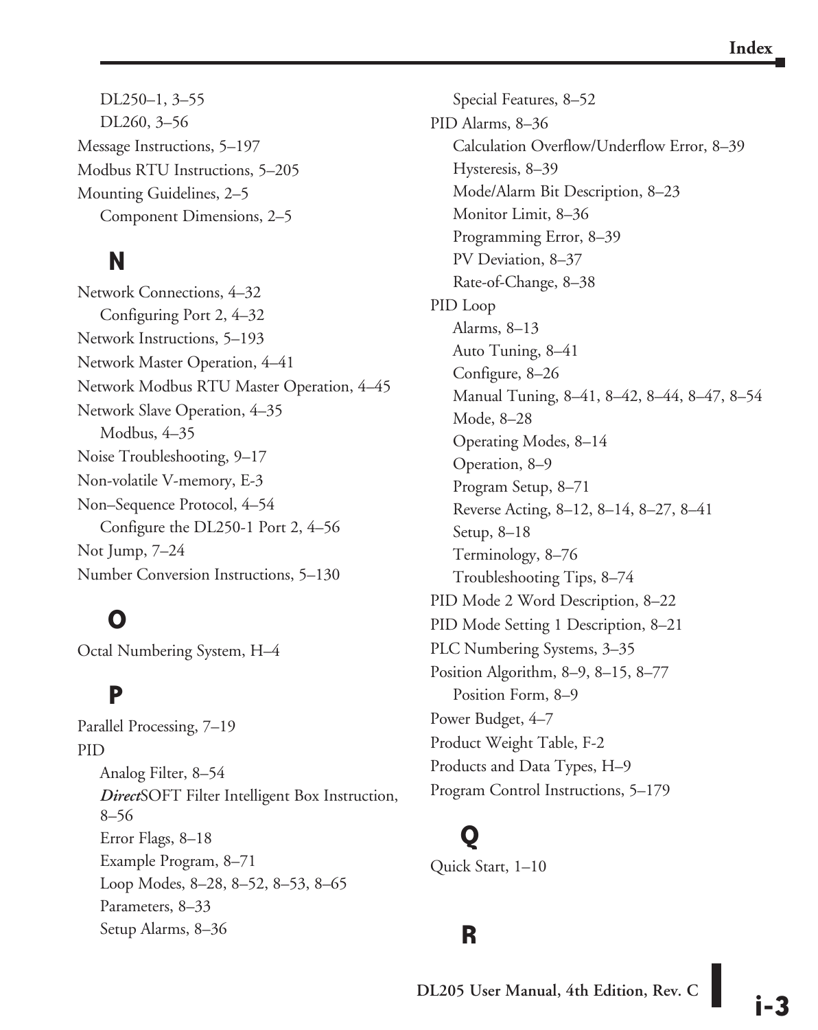DL250–1, 3–55
  DL260, 3–56
Message Instructions, 5–197
Modbus RTU Instructions, 5–205
Mounting Guidelines, 2–5
  Component Dimensions, 2–5

## N

Network Connections, 4–32
  Configuring Port 2, 4–32
Network Instructions, 5–193
Network Master Operation, 4–41
Network Modbus RTU Master Operation, 4–45
Network Slave Operation, 4–35
  Modbus, 4–35
Noise Troubleshooting, 9–17
Non-volatile V-memory, E-3
Non–Sequence Protocol, 4–54
  Configure the DL250-1 Port 2, 4–56
Not Jump, 7–24
Number Conversion Instructions, 5–130

## O

Octal Numbering System, H–4

## P

Parallel Processing, 7–19
PID
  Analog Filter, 8–54
  ***Direct*SOFT Filter Intelligent Box Instruction, 8–56**
  Error Flags, 8–18
  Example Program, 8–71
  Loop Modes, 8–28, 8–52, 8–53, 8–65
  Parameters, 8–33
  Setup Alarms, 8–36
  Special Features, 8–52
PID Alarms, 8–36
  Calculation Overflow/Underflow Error, 8–39
  Hysteresis, 8–39
  Mode/Alarm Bit Description, 8–23
  Monitor Limit, 8–36
  Programming Error, 8–39
  PV Deviation, 8–37
  Rate-of-Change, 8–38
PID Loop
  Alarms, 8–13
  Auto Tuning, 8–41
  Configure, 8–26
  Manual Tuning, 8–41, 8–42, 8–44, 8–47, 8–54
  Mode, 8–28
  Operating Modes, 8–14
  Operation, 8–9
  Program Setup, 8–71
  Reverse Acting, 8–12, 8–14, 8–27, 8–41
  Setup, 8–18
  Terminology, 8–76
  Troubleshooting Tips, 8–74
PID Mode 2 Word Description, 8–22
PID Mode Setting 1 Description, 8–21
PLC Numbering Systems, 3–35
Position Algorithm, 8–9, 8–15, 8–77
  Position Form, 8–9
Power Budget, 4–7
Product Weight Table, F-2
Products and Data Types, H–9
Program Control Instructions, 5–179

## Q

Quick Start, 1–10

## R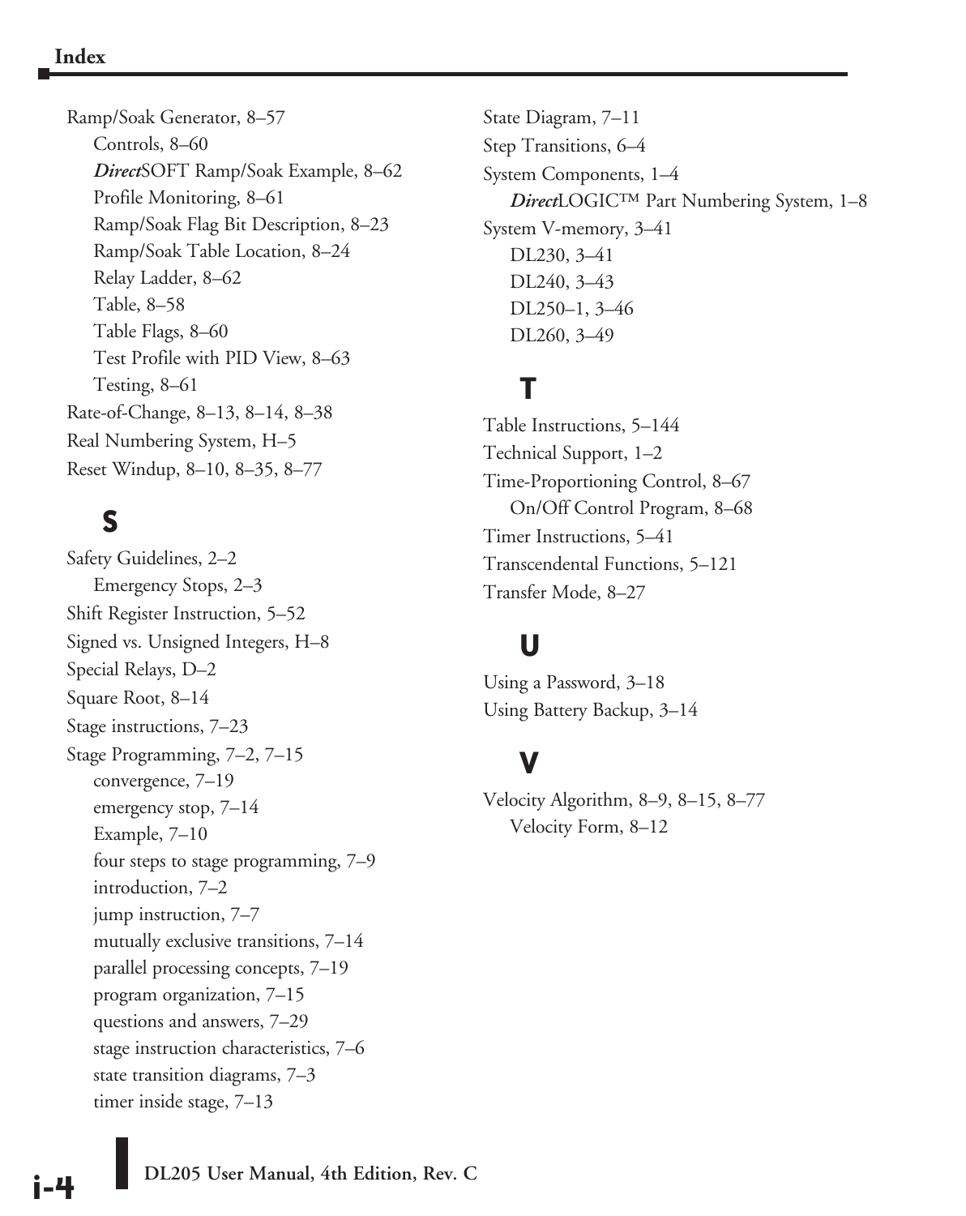Ramp/Soak Generator, 8–57
- Controls, 8–60
- ***Direct***SOFT Ramp/Soak Example, 8–62
- Profile Monitoring, 8–61
- Ramp/Soak Flag Bit Description, 8–23
- Ramp/Soak Table Location, 8–24
- Relay Ladder, 8–62
- Table, 8–58
- Table Flags, 8–60
- Test Profile with PID View, 8–63
- Testing, 8–61

Rate-of-Change, 8–13, 8–14, 8–38

Real Numbering System, H–5

Reset Windup, 8–10, 8–35, 8–77

## S

Safety Guidelines, 2–2
- Emergency Stops, 2–3

Shift Register Instruction, 5–52

Signed vs. Unsigned Integers, H–8

Special Relays, D–2

Square Root, 8–14

Stage instructions, 7–23

Stage Programming, 7–2, 7–15
- convergence, 7–19
- emergency stop, 7–14
- Example, 7–10
- four steps to stage programming, 7–9
- introduction, 7–2
- jump instruction, 7–7
- mutually exclusive transitions, 7–14
- parallel processing concepts, 7–19
- program organization, 7–15
- questions and answers, 7–29
- stage instruction characteristics, 7–6
- state transition diagrams, 7–3
- timer inside stage, 7–13

State Diagram, 7–11

Step Transitions, 6–4

System Components, 1–4
- ***Direct***LOGIC™ Part Numbering System, 1–8

System V-memory, 3–41
- DL230, 3–41
- DL240, 3–43
- DL250–1, 3–46
- DL260, 3–49

## T

Table Instructions, 5–144

Technical Support, 1–2

Time-Proportioning Control, 8–67
- On/Off Control Program, 8–68

Timer Instructions, 5–41

Transcendental Functions, 5–121

Transfer Mode, 8–27

## U

Using a Password, 3–18

Using Battery Backup, 3–14

## V

Velocity Algorithm, 8–9, 8–15, 8–77
- Velocity Form, 8–12